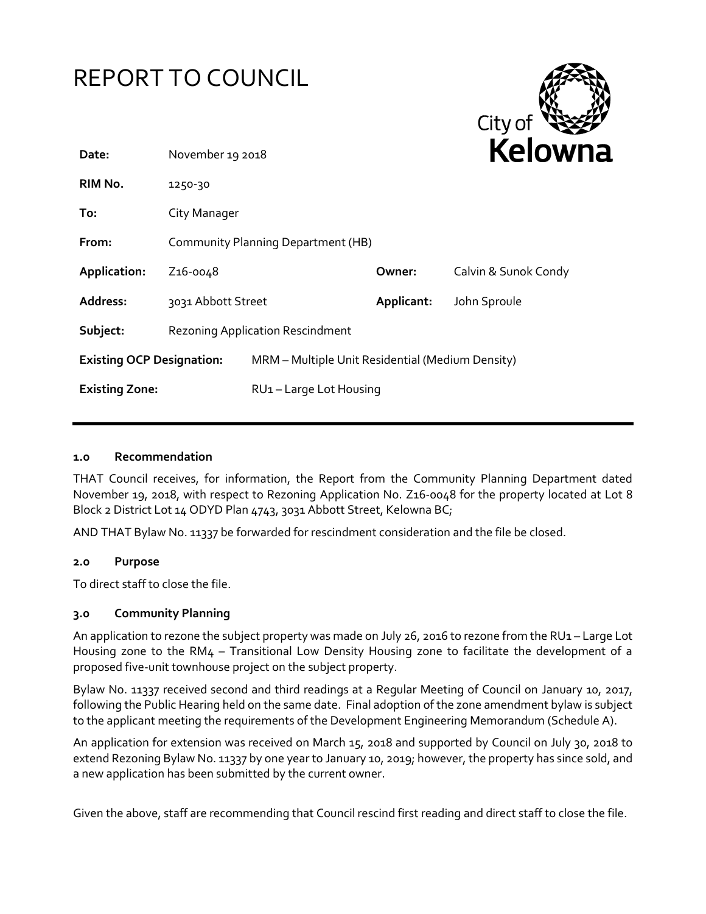# REPORT TO COUNCIL

City of Kelowna

| | | | |
|---|---|---|---|
| **Date:** | November 19 2018 | | |
| **RIM No.** | 1250-30 | | |
| **To:** | City Manager | | |
| **From:** | Community Planning Department (HB) | | |
| **Application:** | Z16-0048 | **Owner:** | Calvin & Sunok Condy |
| **Address:** | 3031 Abbott Street | **Applicant:** | John Sproule |
| **Subject:** | Rezoning Application Rescindment | | |
| **Existing OCP Designation:** | MRM – Multiple Unit Residential (Medium Density) | | |
| **Existing Zone:** | RU1 – Large Lot Housing | | |

### 1.0 Recommendation

THAT Council receives, for information, the Report from the Community Planning Department dated November 19, 2018, with respect to Rezoning Application No. Z16-0048 for the property located at Lot 8 Block 2 District Lot 14 ODYD Plan 4743, 3031 Abbott Street, Kelowna BC;

AND THAT Bylaw No. 11337 be forwarded for rescindment consideration and the file be closed.

### 2.0 Purpose

To direct staff to close the file.

### 3.0 Community Planning

An application to rezone the subject property was made on July 26, 2016 to rezone from the RU1 – Large Lot Housing zone to the RM4 – Transitional Low Density Housing zone to facilitate the development of a proposed five-unit townhouse project on the subject property.

Bylaw No. 11337 received second and third readings at a Regular Meeting of Council on January 10, 2017, following the Public Hearing held on the same date. Final adoption of the zone amendment bylaw is subject to the applicant meeting the requirements of the Development Engineering Memorandum (Schedule A).

An application for extension was received on March 15, 2018 and supported by Council on July 30, 2018 to extend Rezoning Bylaw No. 11337 by one year to January 10, 2019; however, the property has since sold, and a new application has been submitted by the current owner.

Given the above, staff are recommending that Council rescind first reading and direct staff to close the file.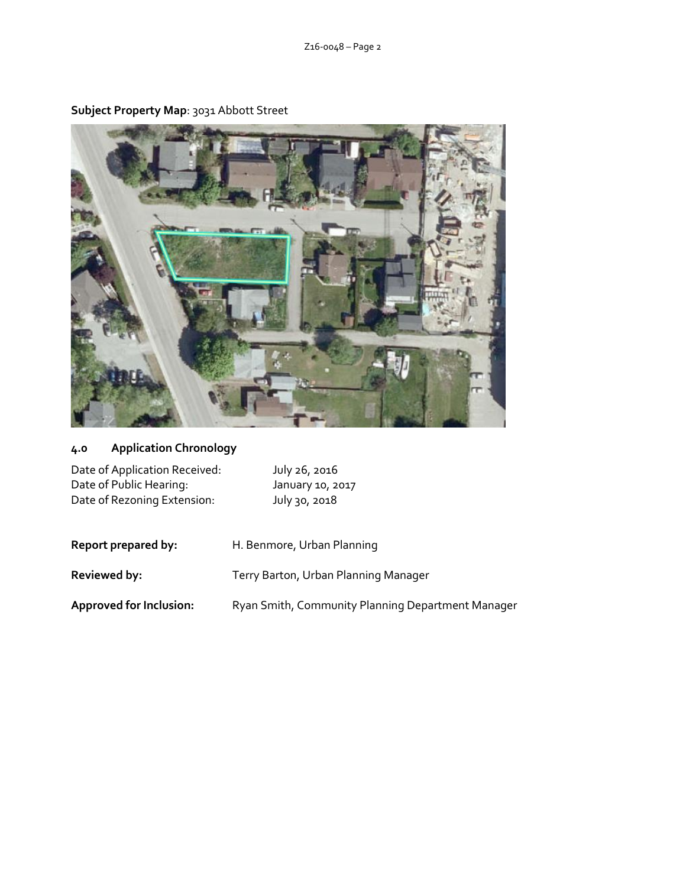**Subject Property Map**: 3031 Abbott Street

## 4.0 Application Chronology

| | |
|---|---|
| Date of Application Received: | July 26, 2016 |
| Date of Public Hearing: | January 10, 2017 |
| Date of Rezoning Extension: | July 30, 2018 |

**Report prepared by:** H. Benmore, Urban Planning

**Reviewed by:** Terry Barton, Urban Planning Manager

**Approved for Inclusion:** Ryan Smith, Community Planning Department Manager